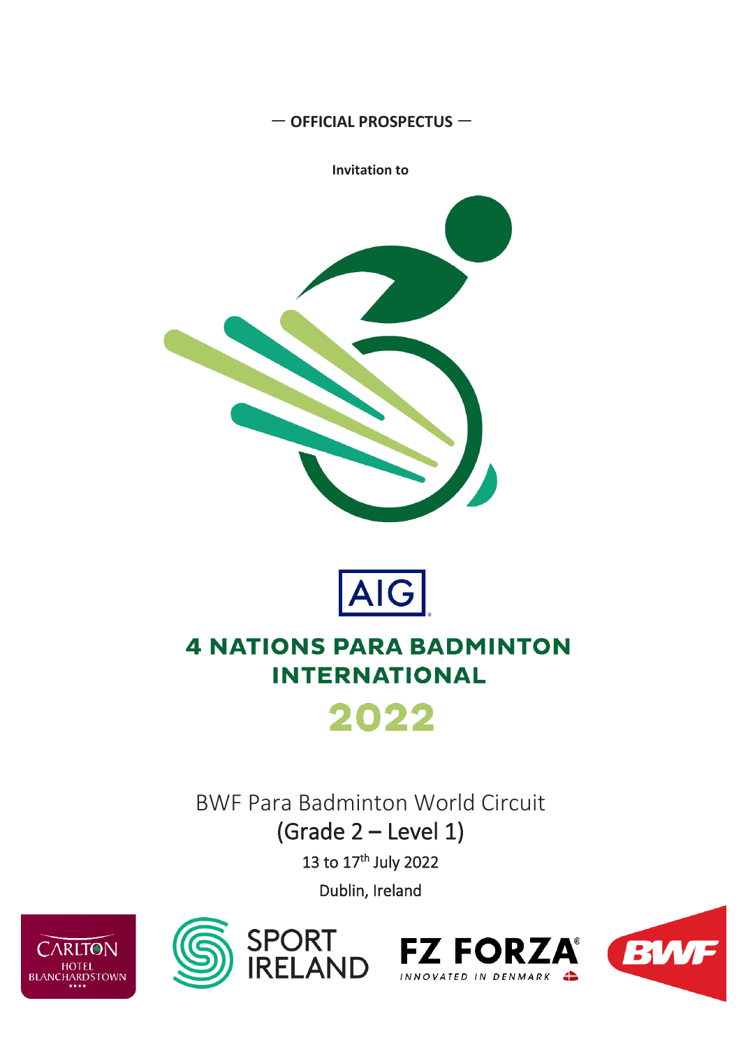— **OFFICIAL PROSPECTUS** —

**Invitation to**

AIG

# 4 NATIONS PARA BADMINTON INTERNATIONAL

# 2022

BWF Para Badminton World Circuit

(Grade 2 – Level 1)

13 to 17th July 2022

Dublin, Ireland

CARLTON HOTEL BLANCHARDSTOWN

SPORT IRELAND

FZ FORZA INNOVATED IN DENMARK

BWF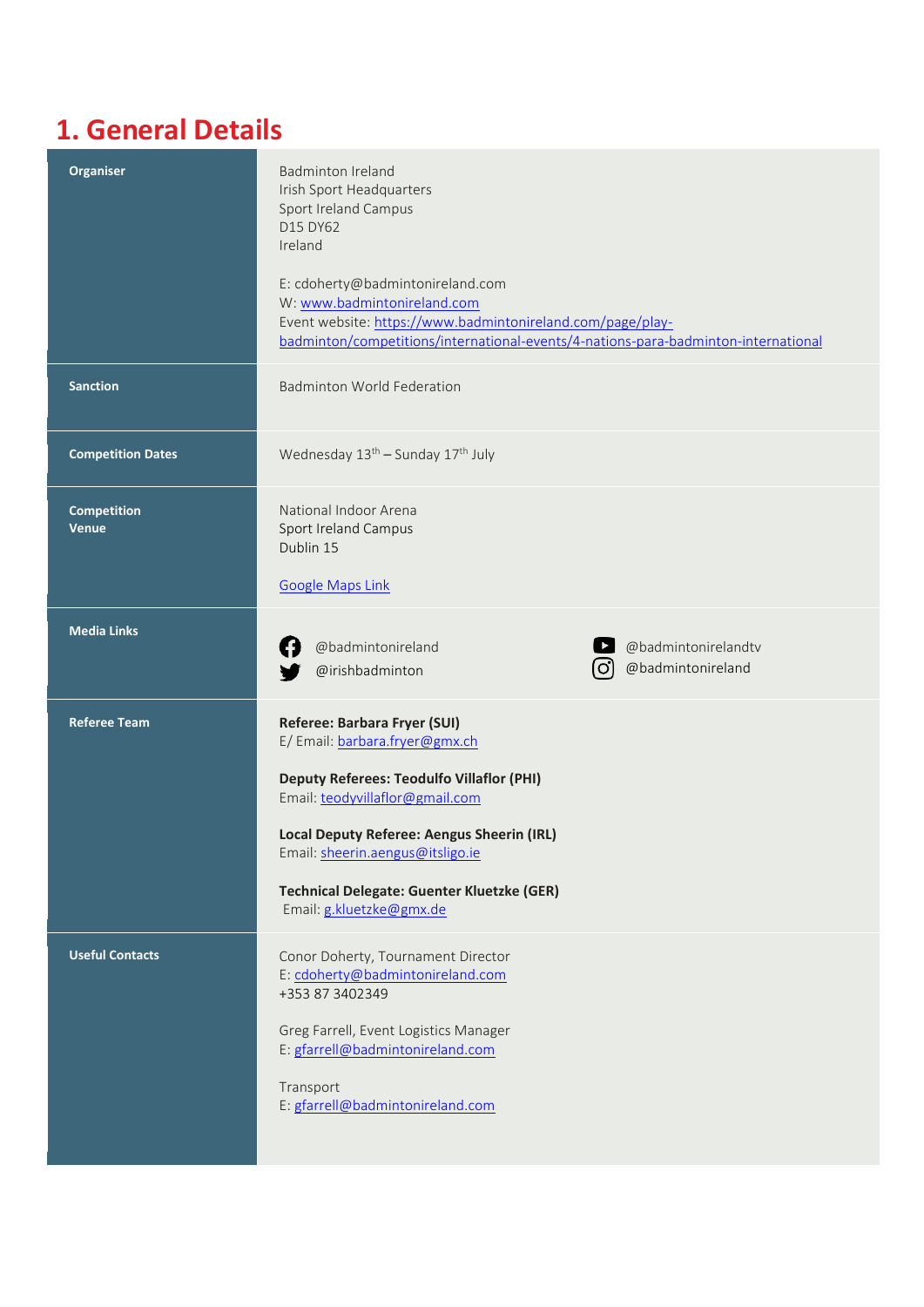## 1. General Details

| | |
|---|---|
| **Organiser** | Badminton Ireland<br>Irish Sport Headquarters<br>Sport Ireland Campus<br>D15 DY62<br>Ireland<br><br>E: cdoherty@badmintonireland.com<br>W: www.badmintonireland.com<br>Event website: https://www.badmintonireland.com/page/play-badminton/competitions/international-events/4-nations-para-badminton-international |
| **Sanction** | Badminton World Federation |
| **Competition Dates** | Wednesday 13th – Sunday 17th July |
| **Competition Venue** | National Indoor Arena<br>Sport Ireland Campus<br>Dublin 15<br><br>Google Maps Link |
| **Media Links** | @badmintonireland<br>@irishbadminton<br>@badmintonirelandtv<br>@badmintonireland |
| **Referee Team** | **Referee: Barbara Fryer (SUI)**<br>E/ Email: barbara.fryer@gmx.ch<br><br>**Deputy Referees: Teodulfo Villaflor (PHI)**<br>Email: teodyvillaflor@gmail.com<br><br>**Local Deputy Referee: Aengus Sheerin (IRL)**<br>Email: sheerin.aengus@itsligo.ie<br><br>**Technical Delegate: Guenter Kluetzke (GER)**<br>Email: g.kluetzke@gmx.de |
| **Useful Contacts** | Conor Doherty, Tournament Director<br>E: cdoherty@badmintonireland.com<br>+353 87 3402349<br><br>Greg Farrell, Event Logistics Manager<br>E: gfarrell@badmintonireland.com<br><br>Transport<br>E: gfarrell@badmintonireland.com |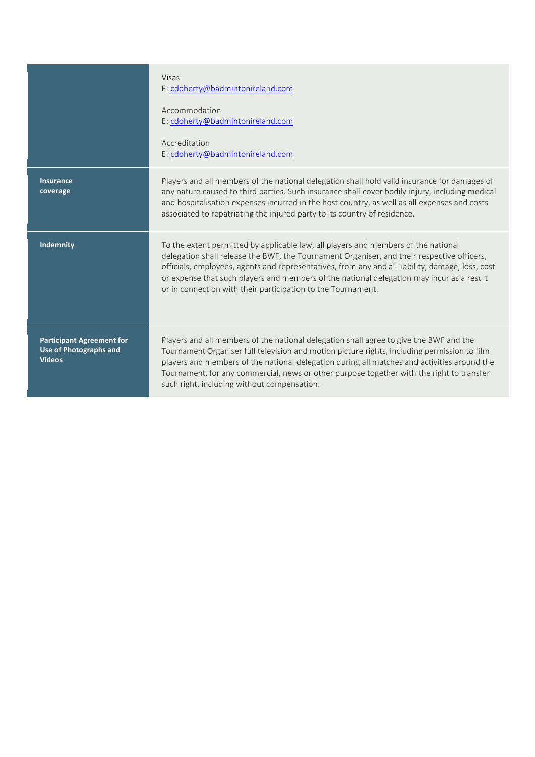| | |
|---|---|
| | Visas<br>E: cdoherty@badmintonireland.com<br><br>Accommodation<br>E: cdoherty@badmintonireland.com<br><br>Accreditation<br>E: cdoherty@badmintonireland.com |
| **Insurance coverage** | Players and all members of the national delegation shall hold valid insurance for damages of any nature caused to third parties. Such insurance shall cover bodily injury, including medical and hospitalisation expenses incurred in the host country, as well as all expenses and costs associated to repatriating the injured party to its country of residence. |
| **Indemnity** | To the extent permitted by applicable law, all players and members of the national delegation shall release the BWF, the Tournament Organiser, and their respective officers, officials, employees, agents and representatives, from any and all liability, damage, loss, cost or expense that such players and members of the national delegation may incur as a result or in connection with their participation to the Tournament. |
| **Participant Agreement for Use of Photographs and Videos** | Players and all members of the national delegation shall agree to give the BWF and the Tournament Organiser full television and motion picture rights, including permission to film players and members of the national delegation during all matches and activities around the Tournament, for any commercial, news or other purpose together with the right to transfer such right, including without compensation. |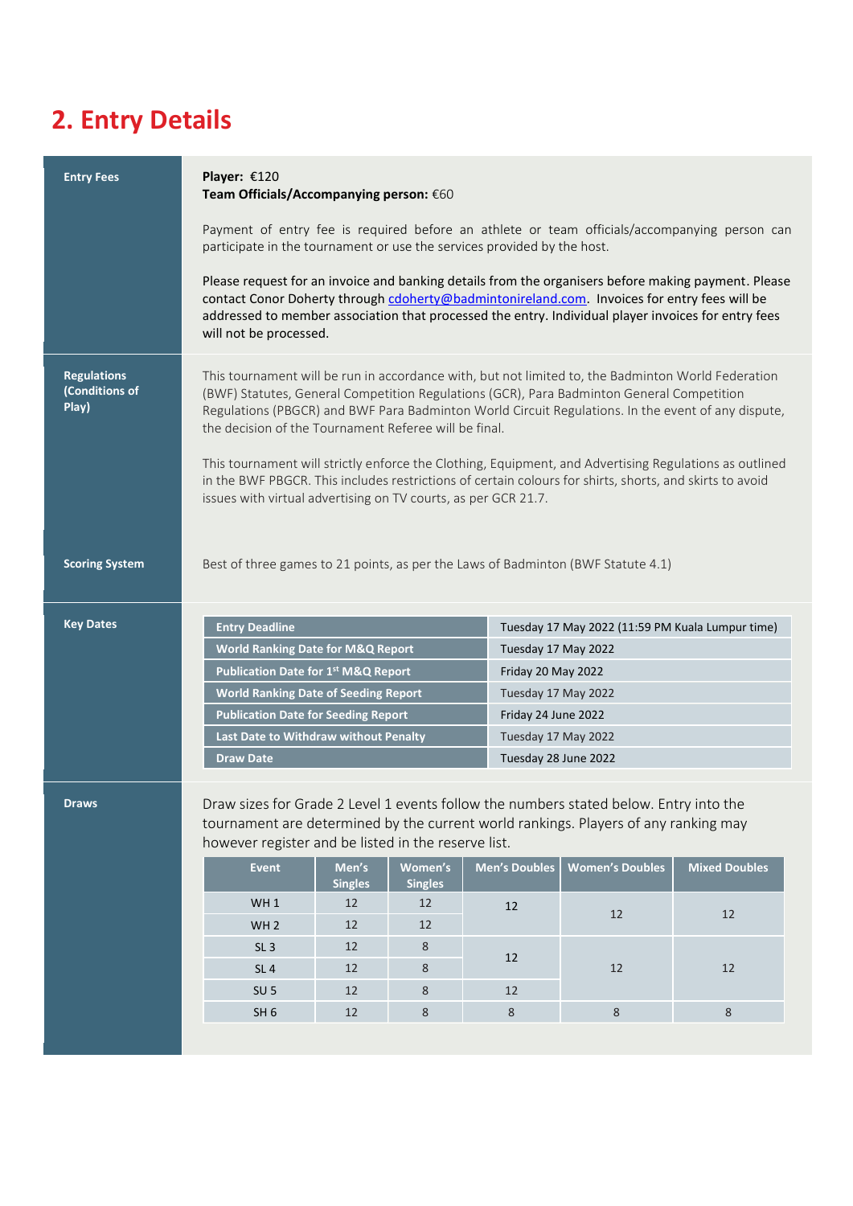## 2. Entry Details

**Entry Fees**

**Player:** €120
**Team Officials/Accompanying person:** €60

Payment of entry fee is required before an athlete or team officials/accompanying person can participate in the tournament or use the services provided by the host.

Please request for an invoice and banking details from the organisers before making payment. Please contact Conor Doherty through cdoherty@badmintonireland.com. Invoices for entry fees will be addressed to member association that processed the entry. Individual player invoices for entry fees will not be processed.

**Regulations (Conditions of Play)**

This tournament will be run in accordance with, but not limited to, the Badminton World Federation (BWF) Statutes, General Competition Regulations (GCR), Para Badminton General Competition Regulations (PBGCR) and BWF Para Badminton World Circuit Regulations. In the event of any dispute, the decision of the Tournament Referee will be final.

This tournament will strictly enforce the Clothing, Equipment, and Advertising Regulations as outlined in the BWF PBGCR. This includes restrictions of certain colours for shirts, shorts, and skirts to avoid issues with virtual advertising on TV courts, as per GCR 21.7.

**Scoring System**

Best of three games to 21 points, as per the Laws of Badminton (BWF Statute 4.1)

**Key Dates**

| | |
|---|---|
| **Entry Deadline** | Tuesday 17 May 2022 (11:59 PM Kuala Lumpur time) |
| **World Ranking Date for M&Q Report** | Tuesday 17 May 2022 |
| **Publication Date for 1st M&Q Report** | Friday 20 May 2022 |
| **World Ranking Date of Seeding Report** | Tuesday 17 May 2022 |
| **Publication Date for Seeding Report** | Friday 24 June 2022 |
| **Last Date to Withdraw without Penalty** | Tuesday 17 May 2022 |
| **Draw Date** | Tuesday 28 June 2022 |

**Draws**

Draw sizes for Grade 2 Level 1 events follow the numbers stated below. Entry into the tournament are determined by the current world rankings. Players of any ranking may however register and be listed in the reserve list.

| Event | Men's Singles | Women's Singles | Men's Doubles | Women's Doubles | Mixed Doubles |
|---|---|---|---|---|---|
| WH 1 | 12 | 12 | 12 | 12 | 12 |
| WH 2 | 12 | 12 | | | |
| SL 3 | 12 | 8 | 12 | 12 | 12 |
| SL 4 | 12 | 8 | | | |
| SU 5 | 12 | 8 | 12 | | |
| SH 6 | 12 | 8 | 8 | 8 | 8 |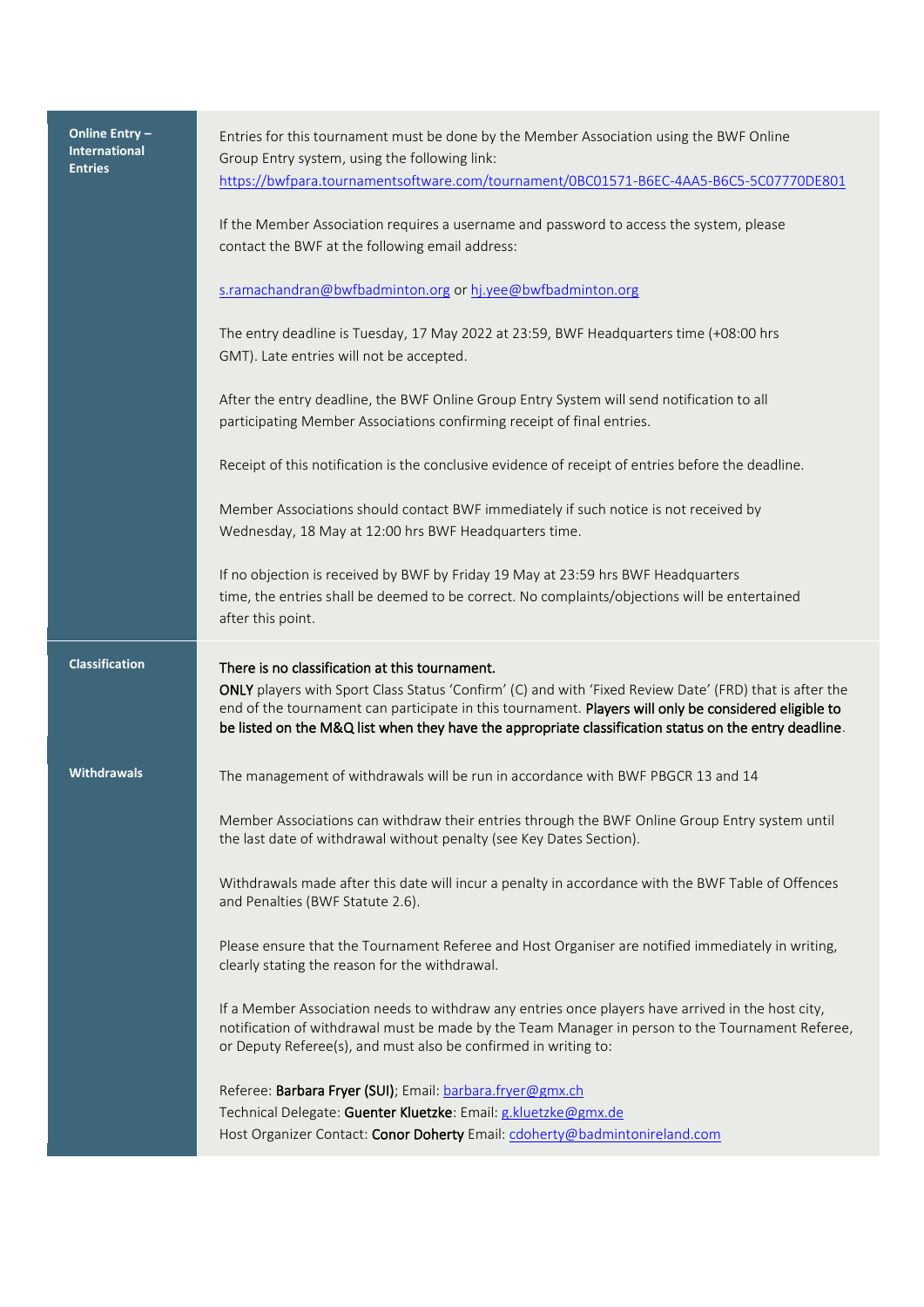## Online Entry – International Entries

Entries for this tournament must be done by the Member Association using the BWF Online Group Entry system, using the following link: https://bwfpara.tournamentsoftware.com/tournament/0BC01571-B6EC-4AA5-B6C5-5C07770DE801

If the Member Association requires a username and password to access the system, please contact the BWF at the following email address:

s.ramachandran@bwfbadminton.org or hj.yee@bwfbadminton.org

The entry deadline is Tuesday, 17 May 2022 at 23:59, BWF Headquarters time (+08:00 hrs GMT). Late entries will not be accepted.

After the entry deadline, the BWF Online Group Entry System will send notification to all participating Member Associations confirming receipt of final entries.

Receipt of this notification is the conclusive evidence of receipt of entries before the deadline.

Member Associations should contact BWF immediately if such notice is not received by Wednesday, 18 May at 12:00 hrs BWF Headquarters time.

If no objection is received by BWF by Friday 19 May at 23:59 hrs BWF Headquarters time, the entries shall be deemed to be correct. No complaints/objections will be entertained after this point.

## Classification

**There is no classification at this tournament.**

**ONLY** players with Sport Class Status 'Confirm' (C) and with 'Fixed Review Date' (FRD) that is after the end of the tournament can participate in this tournament. **Players will only be considered eligible to be listed on the M&Q list when they have the appropriate classification status on the entry deadline**.

## Withdrawals

The management of withdrawals will be run in accordance with BWF PBGCR 13 and 14

Member Associations can withdraw their entries through the BWF Online Group Entry system until the last date of withdrawal without penalty (see Key Dates Section).

Withdrawals made after this date will incur a penalty in accordance with the BWF Table of Offences and Penalties (BWF Statute 2.6).

Please ensure that the Tournament Referee and Host Organiser are notified immediately in writing, clearly stating the reason for the withdrawal.

If a Member Association needs to withdraw any entries once players have arrived in the host city, notification of withdrawal must be made by the Team Manager in person to the Tournament Referee, or Deputy Referee(s), and must also be confirmed in writing to:

Referee: **Barbara Fryer (SUI)**; Email: barbara.fryer@gmx.ch
Technical Delegate: **Guenter Kluetzke**: Email: g.kluetzke@gmx.de
Host Organizer Contact: **Conor Doherty** Email: cdoherty@badmintonireland.com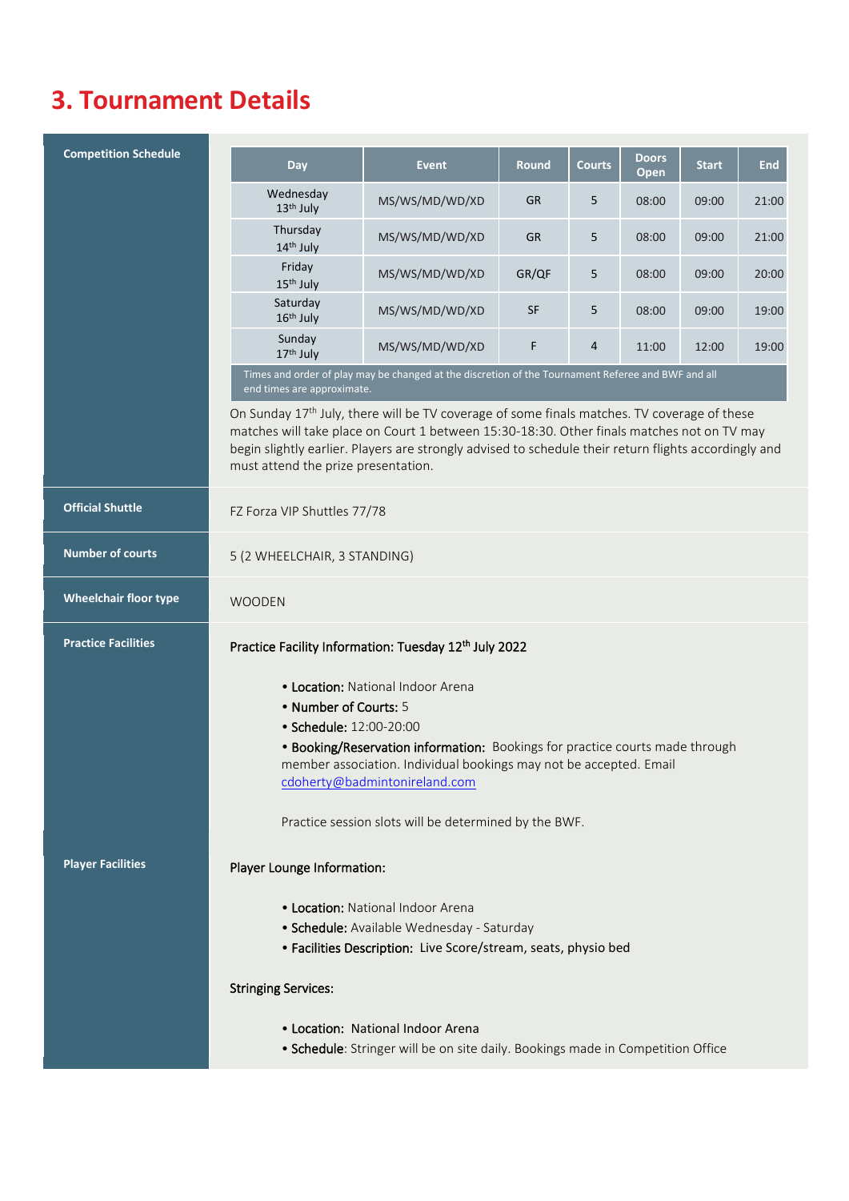# 3. Tournament Details

**Competition Schedule**

| Day | Event | Round | Courts | Doors Open | Start | End |
|---|---|---|---|---|---|---|
| Wednesday 13th July | MS/WS/MD/WD/XD | GR | 5 | 08:00 | 09:00 | 21:00 |
| Thursday 14th July | MS/WS/MD/WD/XD | GR | 5 | 08:00 | 09:00 | 21:00 |
| Friday 15th July | MS/WS/MD/WD/XD | GR/QF | 5 | 08:00 | 09:00 | 20:00 |
| Saturday 16th July | MS/WS/MD/WD/XD | SF | 5 | 08:00 | 09:00 | 19:00 |
| Sunday 17th July | MS/WS/MD/WD/XD | F | 4 | 11:00 | 12:00 | 19:00 |

Times and order of play may be changed at the discretion of the Tournament Referee and BWF and all end times are approximate.

On Sunday 17th July, there will be TV coverage of some finals matches. TV coverage of these matches will take place on Court 1 between 15:30-18:30. Other finals matches not on TV may begin slightly earlier. Players are strongly advised to schedule their return flights accordingly and must attend the prize presentation.

**Official Shuttle**

FZ Forza VIP Shuttles 77/78

**Number of courts**

5 (2 WHEELCHAIR, 3 STANDING)

**Wheelchair floor type**

WOODEN

**Practice Facilities**

Practice Facility Information: Tuesday 12th July 2022

- **Location:** National Indoor Arena
- **Number of Courts:** 5
- **Schedule:** 12:00-20:00
- **Booking/Reservation information:** Bookings for practice courts made through member association. Individual bookings may not be accepted. Email cdoherty@badmintonireland.com

Practice session slots will be determined by the BWF.

**Player Facilities**

Player Lounge Information:

- **Location:** National Indoor Arena
- **Schedule:** Available Wednesday - Saturday
- **Facilities Description:** Live Score/stream, seats, physio bed

Stringing Services:

- **Location:** National Indoor Arena
- **Schedule**: Stringer will be on site daily. Bookings made in Competition Office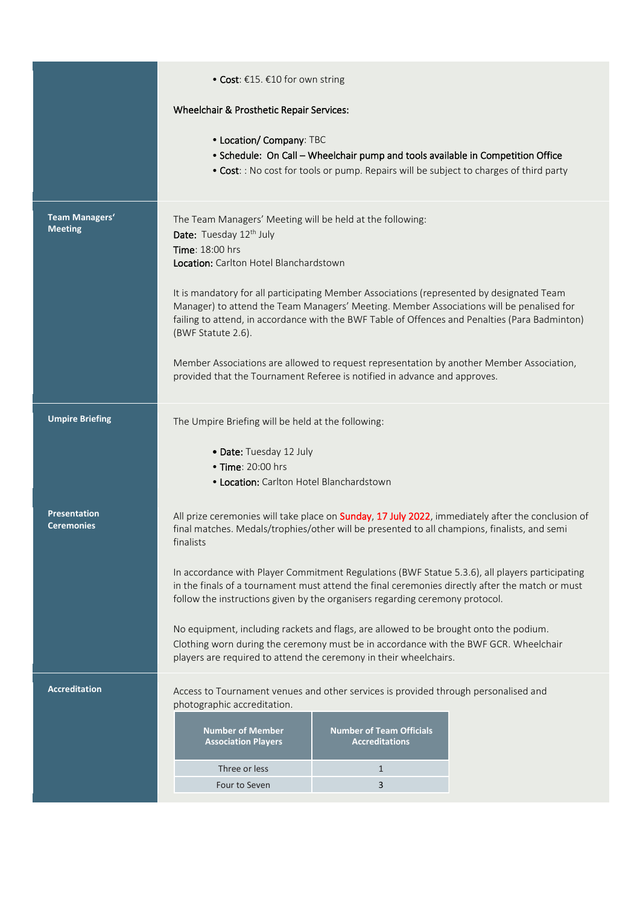- **Cost**: €15. €10 for own string

**Wheelchair & Prosthetic Repair Services:**

- **Location/ Company**: TBC
- **Schedule: On Call – Wheelchair pump and tools available in Competition Office**
- **Cost**: : No cost for tools or pump. Repairs will be subject to charges of third party

## Team Managers' Meeting

The Team Managers' Meeting will be held at the following:
**Date:** Tuesday 12th July
**Time**: 18:00 hrs
**Location:** Carlton Hotel Blanchardstown

It is mandatory for all participating Member Associations (represented by designated Team Manager) to attend the Team Managers' Meeting. Member Associations will be penalised for failing to attend, in accordance with the BWF Table of Offences and Penalties (Para Badminton) (BWF Statute 2.6).

Member Associations are allowed to request representation by another Member Association, provided that the Tournament Referee is notified in advance and approves.

## Umpire Briefing

The Umpire Briefing will be held at the following:

- **Date:** Tuesday 12 July
- **Time**: 20:00 hrs
- **Location:** Carlton Hotel Blanchardstown

## Presentation Ceremonies

All prize ceremonies will take place on Sunday, 17 July 2022, immediately after the conclusion of final matches. Medals/trophies/other will be presented to all champions, finalists, and semi finalists

In accordance with Player Commitment Regulations (BWF Statue 5.3.6), all players participating in the finals of a tournament must attend the final ceremonies directly after the match or must follow the instructions given by the organisers regarding ceremony protocol.

No equipment, including rackets and flags, are allowed to be brought onto the podium. Clothing worn during the ceremony must be in accordance with the BWF GCR. Wheelchair players are required to attend the ceremony in their wheelchairs.

## Accreditation

Access to Tournament venues and other services is provided through personalised and photographic accreditation.

| Number of Member Association Players | Number of Team Officials Accreditations |
| --- | --- |
| Three or less | 1 |
| Four to Seven | 3 |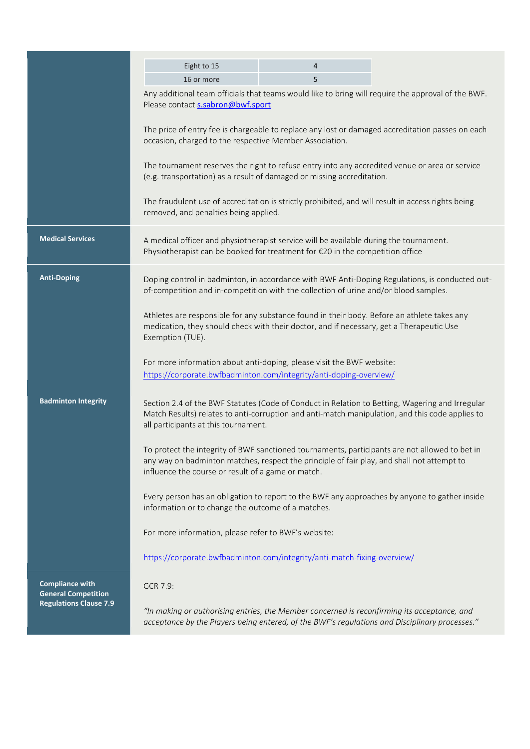| | |
|---|---|
| Eight to 15 | 4 |
| 16 or more | 5 |

Any additional team officials that teams would like to bring will require the approval of the BWF. Please contact s.sabron@bwf.sport

The price of entry fee is chargeable to replace any lost or damaged accreditation passes on each occasion, charged to the respective Member Association.

The tournament reserves the right to refuse entry into any accredited venue or area or service (e.g. transportation) as a result of damaged or missing accreditation.

The fraudulent use of accreditation is strictly prohibited, and will result in access rights being removed, and penalties being applied.

**Medical Services**

A medical officer and physiotherapist service will be available during the tournament. Physiotherapist can be booked for treatment for €20 in the competition office

**Anti-Doping**

Doping control in badminton, in accordance with BWF Anti-Doping Regulations, is conducted out-of-competition and in-competition with the collection of urine and/or blood samples.

Athletes are responsible for any substance found in their body. Before an athlete takes any medication, they should check with their doctor, and if necessary, get a Therapeutic Use Exemption (TUE).

For more information about anti-doping, please visit the BWF website:
https://corporate.bwfbadminton.com/integrity/anti-doping-overview/

**Badminton Integrity**

Section 2.4 of the BWF Statutes (Code of Conduct in Relation to Betting, Wagering and Irregular Match Results) relates to anti-corruption and anti-match manipulation, and this code applies to all participants at this tournament.

To protect the integrity of BWF sanctioned tournaments, participants are not allowed to bet in any way on badminton matches, respect the principle of fair play, and shall not attempt to influence the course or result of a game or match.

Every person has an obligation to report to the BWF any approaches by anyone to gather inside information or to change the outcome of a matches.

For more information, please refer to BWF's website:

https://corporate.bwfbadminton.com/integrity/anti-match-fixing-overview/

**Compliance with General Competition Regulations Clause 7.9**

GCR 7.9:

*"In making or authorising entries, the Member concerned is reconfirming its acceptance, and acceptance by the Players being entered, of the BWF's regulations and Disciplinary processes."*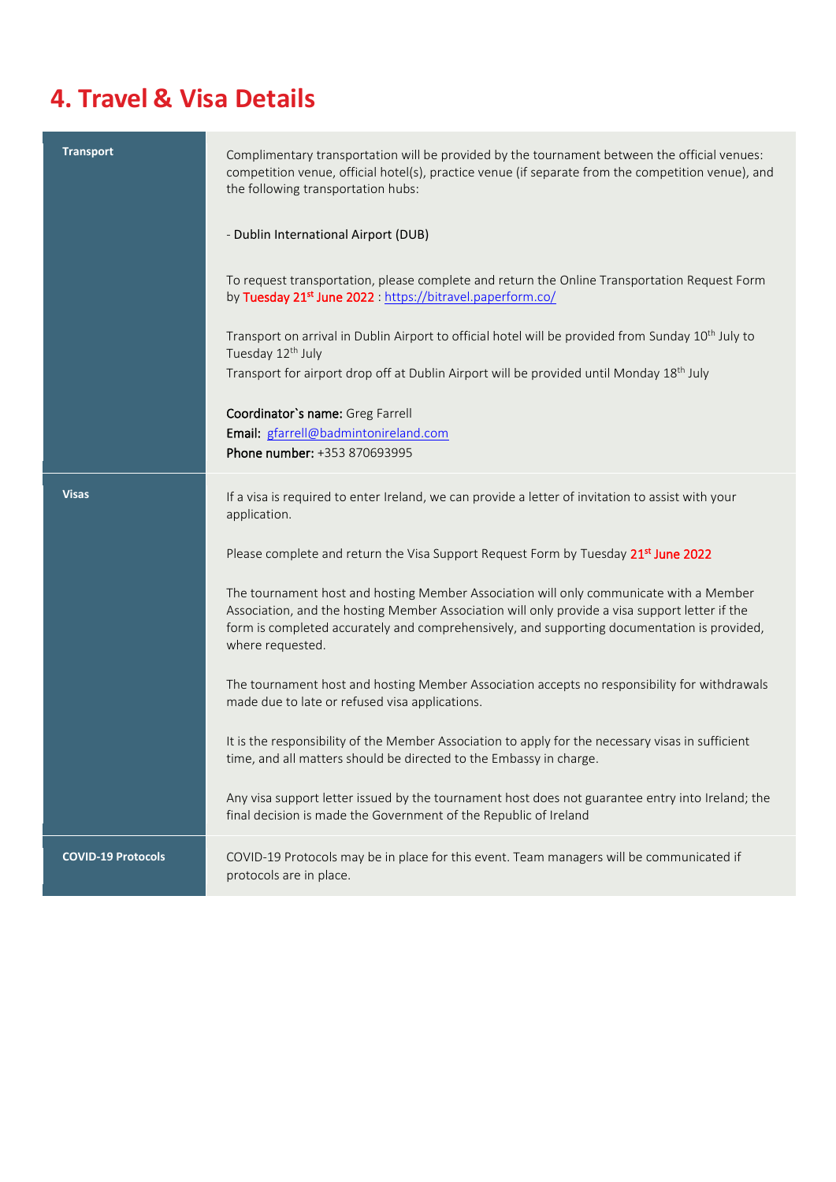# 4. Travel & Visa Details

| | |
|---|---|
| **Transport** | Complimentary transportation will be provided by the tournament between the official venues: competition venue, official hotel(s), practice venue (if separate from the competition venue), and the following transportation hubs:<br><br>- Dublin International Airport (DUB)<br><br>To request transportation, please complete and return the Online Transportation Request Form by Tuesday 21st June 2022 : https://bitravel.paperform.co/<br><br>Transport on arrival in Dublin Airport to official hotel will be provided from Sunday 10th July to Tuesday 12th July<br>Transport for airport drop off at Dublin Airport will be provided until Monday 18th July<br><br>**Coordinator`s name:** Greg Farrell<br>**Email:** gfarrell@badmintonireland.com<br>**Phone number:** +353 870693995 |
| **Visas** | If a visa is required to enter Ireland, we can provide a letter of invitation to assist with your application.<br><br>Please complete and return the Visa Support Request Form by Tuesday 21st June 2022<br><br>The tournament host and hosting Member Association will only communicate with a Member Association, and the hosting Member Association will only provide a visa support letter if the form is completed accurately and comprehensively, and supporting documentation is provided, where requested.<br><br>The tournament host and hosting Member Association accepts no responsibility for withdrawals made due to late or refused visa applications.<br><br>It is the responsibility of the Member Association to apply for the necessary visas in sufficient time, and all matters should be directed to the Embassy in charge.<br><br>Any visa support letter issued by the tournament host does not guarantee entry into Ireland; the final decision is made the Government of the Republic of Ireland |
| **COVID-19 Protocols** | COVID-19 Protocols may be in place for this event. Team managers will be communicated if protocols are in place. |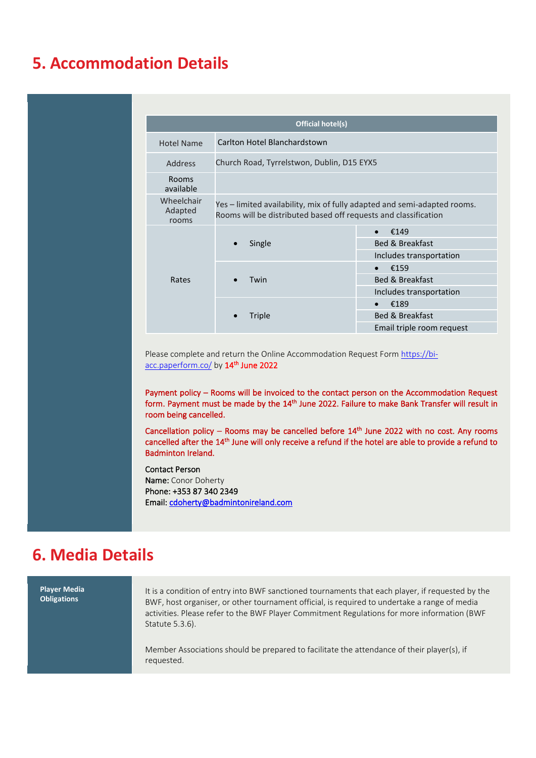## 5. Accommodation Details

| Official hotel(s) | | |
|---|---|---|
| Hotel Name | Carlton Hotel Blanchardstown | |
| Address | Church Road, Tyrrelstwon, Dublin, D15 EYX5 | |
| Rooms available | | |
| Wheelchair Adapted rooms | Yes – limited availability, mix of fully adapted and semi-adapted rooms. Rooms will be distributed based off requests and classification | |
| Rates | • Single | • €149<br>Bed & Breakfast<br>Includes transportation |
| | • Twin | • €159<br>Bed & Breakfast<br>Includes transportation |
| | • Triple | • €189<br>Bed & Breakfast<br>Email triple room request |

Please complete and return the Online Accommodation Request Form https://bi-acc.paperform.co/ by 14th June 2022

Payment policy – Rooms will be invoiced to the contact person on the Accommodation Request form. Payment must be made by the 14th June 2022. Failure to make Bank Transfer will result in room being cancelled.

Cancellation policy – Rooms may be cancelled before 14th June 2022 with no cost. Any rooms cancelled after the 14th June will only receive a refund if the hotel are able to provide a refund to Badminton Ireland.

Contact Person
**Name:** Conor Doherty
**Phone:** +353 87 340 2349
**Email:** cdoherty@badmintonireland.com

## 6. Media Details

**Player Media Obligations**

It is a condition of entry into BWF sanctioned tournaments that each player, if requested by the BWF, host organiser, or other tournament official, is required to undertake a range of media activities. Please refer to the BWF Player Commitment Regulations for more information (BWF Statute 5.3.6).

Member Associations should be prepared to facilitate the attendance of their player(s), if requested.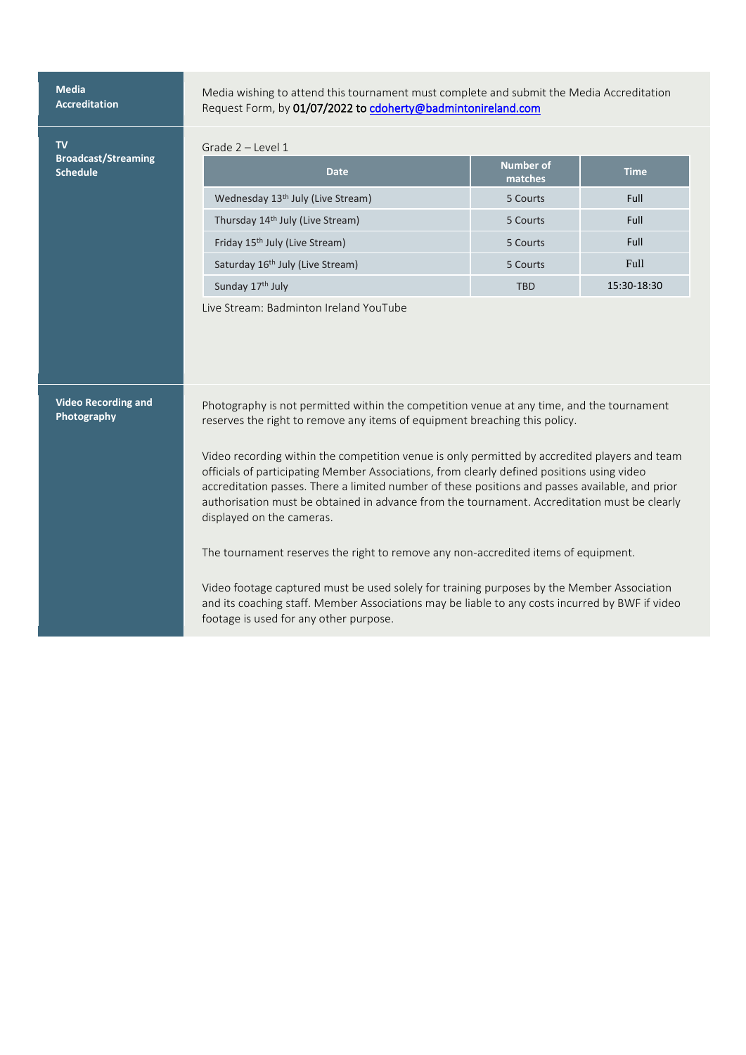**Media Accreditation**

Media wishing to attend this tournament must complete and submit the Media Accreditation Request Form, by **01/07/2022** to cdoherty@badmintonireland.com

**TV Broadcast/Streaming Schedule**

Grade 2 – Level 1

| Date | Number of matches | Time |
|---|---|---|
| Wednesday 13th July (Live Stream) | 5 Courts | Full |
| Thursday 14th July (Live Stream) | 5 Courts | Full |
| Friday 15th July (Live Stream) | 5 Courts | Full |
| Saturday 16th July (Live Stream) | 5 Courts | Full |
| Sunday 17th July | TBD | 15:30-18:30 |

Live Stream: Badminton Ireland YouTube

**Video Recording and Photography**

Photography is not permitted within the competition venue at any time, and the tournament reserves the right to remove any items of equipment breaching this policy.

Video recording within the competition venue is only permitted by accredited players and team officials of participating Member Associations, from clearly defined positions using video accreditation passes. There a limited number of these positions and passes available, and prior authorisation must be obtained in advance from the tournament. Accreditation must be clearly displayed on the cameras.

The tournament reserves the right to remove any non-accredited items of equipment.

Video footage captured must be used solely for training purposes by the Member Association and its coaching staff. Member Associations may be liable to any costs incurred by BWF if video footage is used for any other purpose.